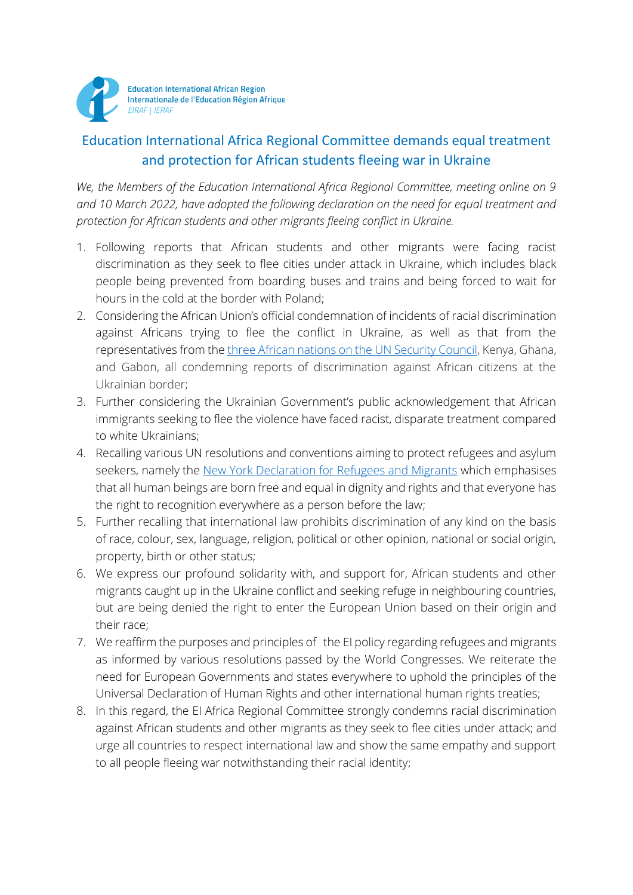Education International African Region
Internationale de l'Education Région Afrique
EIRAF | IERAF

## Education International Africa Regional Committee demands equal treatment and protection for African students fleeing war in Ukraine

*We, the Members of the Education International Africa Regional Committee, meeting online on 9 and 10 March 2022, have adopted the following declaration on the need for equal treatment and protection for African students and other migrants fleeing conflict in Ukraine.*

1. Following reports that African students and other migrants were facing racist discrimination as they seek to flee cities under attack in Ukraine, which includes black people being prevented from boarding buses and trains and being forced to wait for hours in the cold at the border with Poland;
2. Considering the African Union's official condemnation of incidents of racial discrimination against Africans trying to flee the conflict in Ukraine, as well as that from the representatives from the three African nations on the UN Security Council, Kenya, Ghana, and Gabon, all condemning reports of discrimination against African citizens at the Ukrainian border;
3. Further considering the Ukrainian Government's public acknowledgement that African immigrants seeking to flee the violence have faced racist, disparate treatment compared to white Ukrainians;
4. Recalling various UN resolutions and conventions aiming to protect refugees and asylum seekers, namely the New York Declaration for Refugees and Migrants which emphasises that all human beings are born free and equal in dignity and rights and that everyone has the right to recognition everywhere as a person before the law;
5. Further recalling that international law prohibits discrimination of any kind on the basis of race, colour, sex, language, religion, political or other opinion, national or social origin, property, birth or other status;
6. We express our profound solidarity with, and support for, African students and other migrants caught up in the Ukraine conflict and seeking refuge in neighbouring countries, but are being denied the right to enter the European Union based on their origin and their race;
7. We reaffirm the purposes and principles of the EI policy regarding refugees and migrants as informed by various resolutions passed by the World Congresses. We reiterate the need for European Governments and states everywhere to uphold the principles of the Universal Declaration of Human Rights and other international human rights treaties;
8. In this regard, the EI Africa Regional Committee strongly condemns racial discrimination against African students and other migrants as they seek to flee cities under attack; and urge all countries to respect international law and show the same empathy and support to all people fleeing war notwithstanding their racial identity;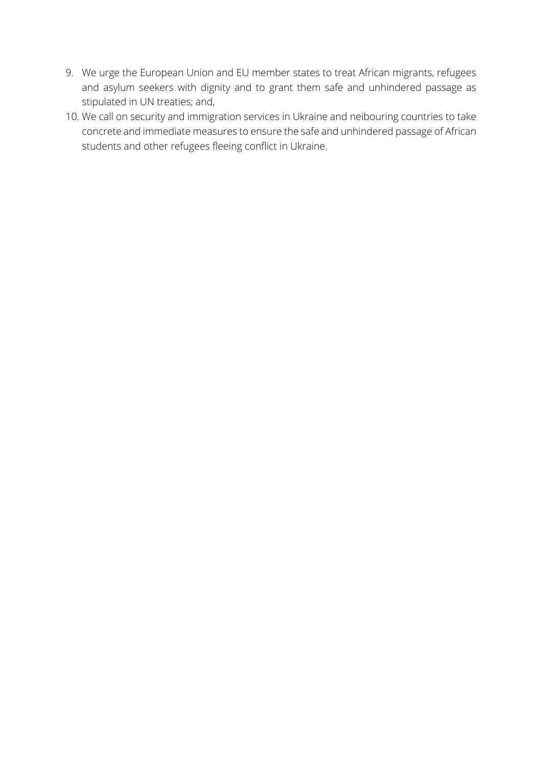9. We urge the European Union and EU member states to treat African migrants, refugees and asylum seekers with dignity and to grant them safe and unhindered passage as stipulated in UN treaties; and,
10. We call on security and immigration services in Ukraine and neibouring countries to take concrete and immediate measures to ensure the safe and unhindered passage of African students and other refugees fleeing conflict in Ukraine.